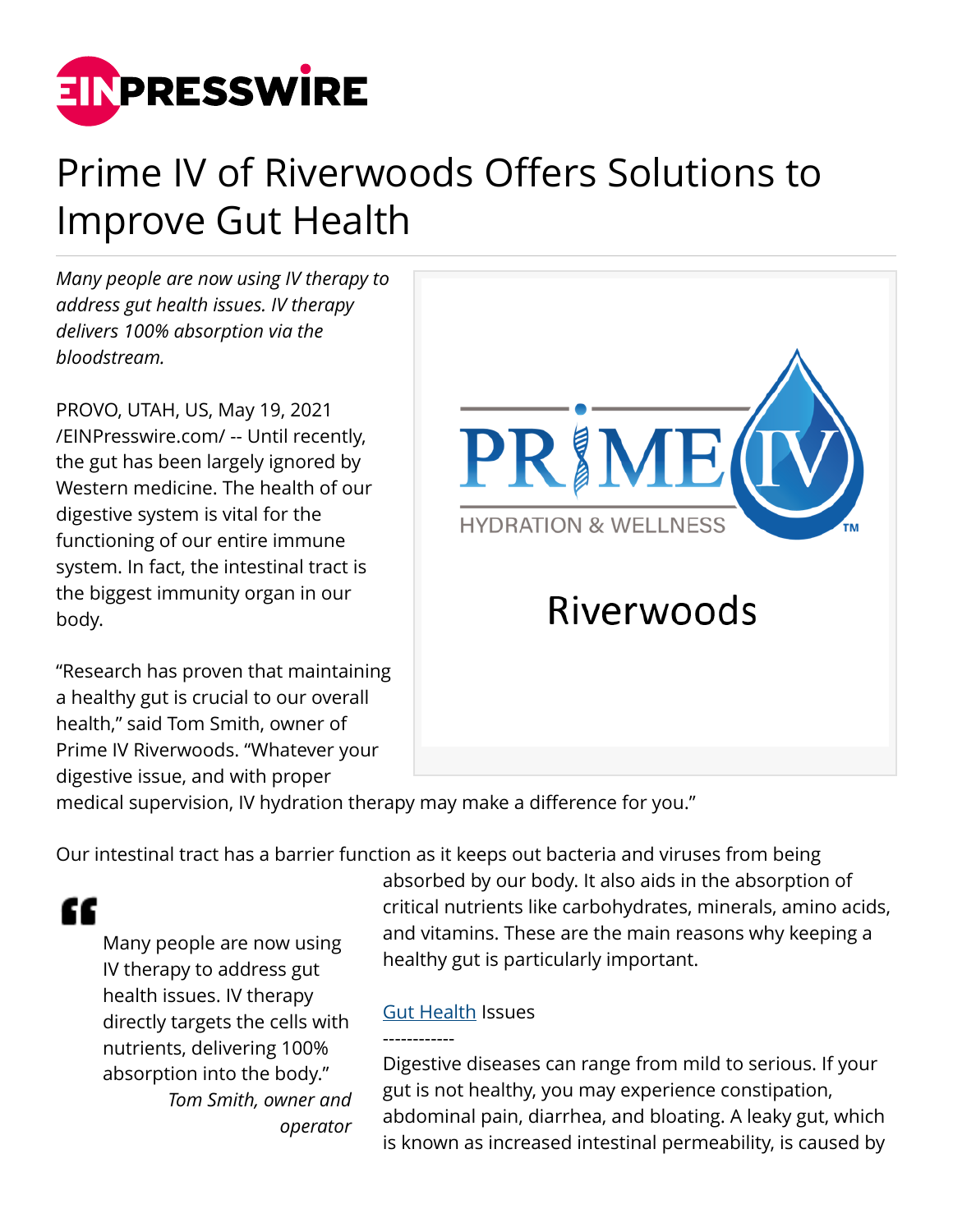# Prime IV of Riverwoods Offers Solutions to Improve Gut Health

*Many people are now using IV therapy to address gut health issues. IV therapy delivers 100% absorption via the bloodstream.*

PROVO, UTAH, US, May 19, 2021 /EINPresswire.com/ -- Until recently, the gut has been largely ignored by Western medicine. The health of our digestive system is vital for the functioning of our entire immune system. In fact, the intestinal tract is the biggest immunity organ in our body.

“Research has proven that maintaining a healthy gut is crucial to our overall health,” said Tom Smith, owner of Prime IV Riverwoods. “Whatever your digestive issue, and with proper medical supervision, IV hydration therapy may make a difference for you.”

Our intestinal tract has a barrier function as it keeps out bacteria and viruses from being absorbed by our body. It also aids in the absorption of critical nutrients like carbohydrates, minerals, amino acids, and vitamins. These are the main reasons why keeping a healthy gut is particularly important.

> Many people are now using IV therapy to address gut health issues. IV therapy directly targets the cells with nutrients, delivering 100% absorption into the body.”
>
> *Tom Smith, owner and operator*

Gut Health Issues
------------
Digestive diseases can range from mild to serious. If your gut is not healthy, you may experience constipation, abdominal pain, diarrhea, and bloating. A leaky gut, which is known as increased intestinal permeability, is caused by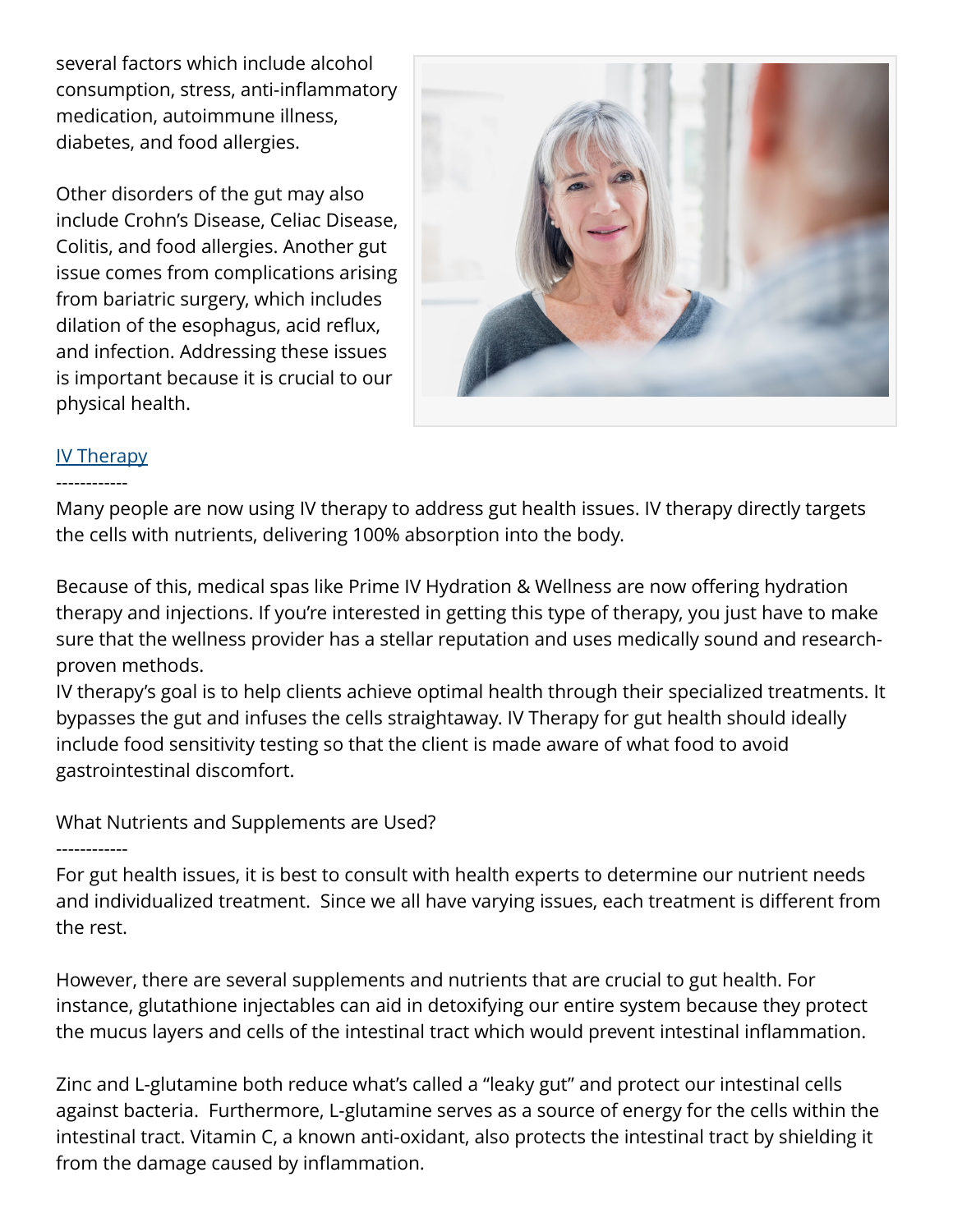several factors which include alcohol consumption, stress, anti-inflammatory medication, autoimmune illness, diabetes, and food allergies.

Other disorders of the gut may also include Crohn's Disease, Celiac Disease, Colitis, and food allergies. Another gut issue comes from complications arising from bariatric surgery, which includes dilation of the esophagus, acid reflux, and infection. Addressing these issues is important because it is crucial to our physical health.

## IV Therapy

------------

Many people are now using IV therapy to address gut health issues. IV therapy directly targets the cells with nutrients, delivering 100% absorption into the body.

Because of this, medical spas like Prime IV Hydration & Wellness are now offering hydration therapy and injections. If you're interested in getting this type of therapy, you just have to make sure that the wellness provider has a stellar reputation and uses medically sound and research-proven methods.

IV therapy's goal is to help clients achieve optimal health through their specialized treatments. It bypasses the gut and infuses the cells straightaway. IV Therapy for gut health should ideally include food sensitivity testing so that the client is made aware of what food to avoid gastrointestinal discomfort.

## What Nutrients and Supplements are Used?

------------

For gut health issues, it is best to consult with health experts to determine our nutrient needs and individualized treatment. Since we all have varying issues, each treatment is different from the rest.

However, there are several supplements and nutrients that are crucial to gut health. For instance, glutathione injectables can aid in detoxifying our entire system because they protect the mucus layers and cells of the intestinal tract which would prevent intestinal inflammation.

Zinc and L-glutamine both reduce what's called a "leaky gut" and protect our intestinal cells against bacteria. Furthermore, L-glutamine serves as a source of energy for the cells within the intestinal tract. Vitamin C, a known anti-oxidant, also protects the intestinal tract by shielding it from the damage caused by inflammation.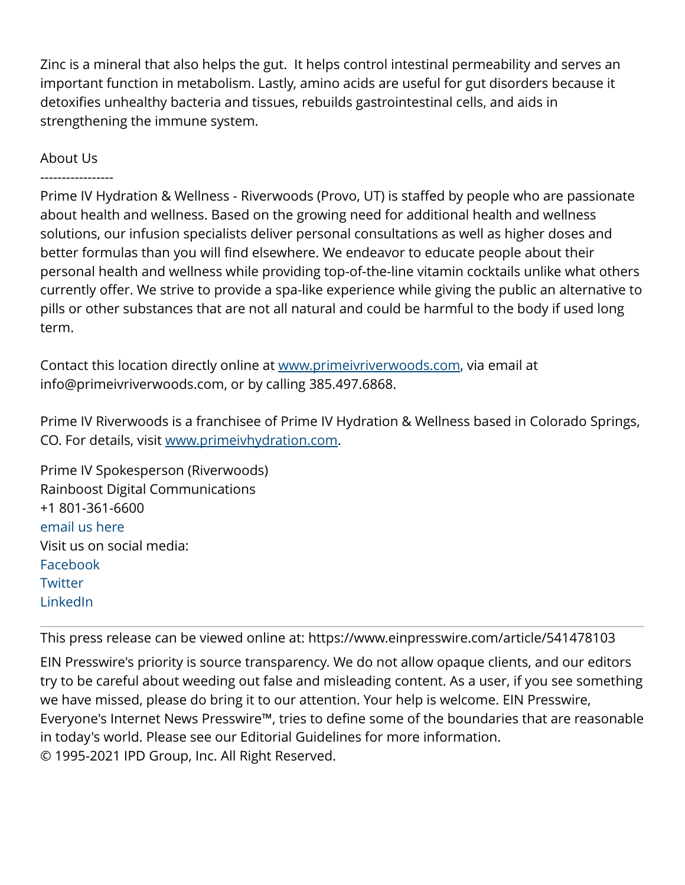Zinc is a mineral that also helps the gut.  It helps control intestinal permeability and serves an important function in metabolism. Lastly, amino acids are useful for gut disorders because it detoxifies unhealthy bacteria and tissues, rebuilds gastrointestinal cells, and aids in strengthening the immune system.

About Us
-----------------

Prime IV Hydration & Wellness - Riverwoods (Provo, UT) is staffed by people who are passionate about health and wellness. Based on the growing need for additional health and wellness solutions, our infusion specialists deliver personal consultations as well as higher doses and better formulas than you will find elsewhere. We endeavor to educate people about their personal health and wellness while providing top-of-the-line vitamin cocktails unlike what others currently offer. We strive to provide a spa-like experience while giving the public an alternative to pills or other substances that are not all natural and could be harmful to the body if used long term.

Contact this location directly online at [www.primeivriverwoods.com](www.primeivriverwoods.com), via email at info@primeivriverwoods.com, or by calling 385.497.6868.

Prime IV Riverwoods is a franchisee of Prime IV Hydration & Wellness based in Colorado Springs, CO. For details, visit [www.primeivhydration.com](www.primeivhydration.com).

Prime IV Spokesperson (Riverwoods)
Rainboost Digital Communications
+1 801-361-6600
email us here
Visit us on social media:
Facebook
Twitter
LinkedIn

---

This press release can be viewed online at: https://www.einpresswire.com/article/541478103

EIN Presswire's priority is source transparency. We do not allow opaque clients, and our editors try to be careful about weeding out false and misleading content. As a user, if you see something we have missed, please do bring it to our attention. Your help is welcome. EIN Presswire, Everyone's Internet News Presswire™, tries to define some of the boundaries that are reasonable in today's world. Please see our Editorial Guidelines for more information.
© 1995-2021 IPD Group, Inc. All Right Reserved.